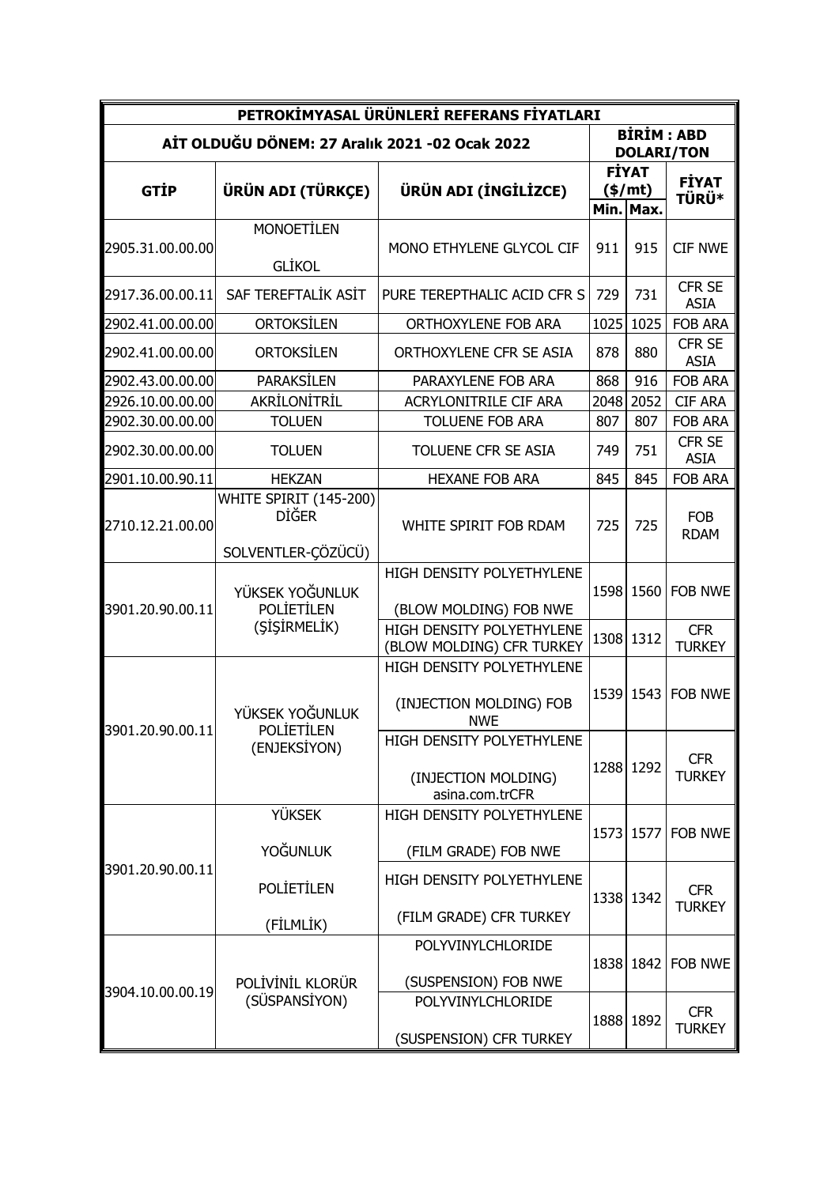| PETROKİMYASAL ÜRÜNLERİ REFERANS FİYATLARI | | | | | |
|---|---|---|---|---|---|
| AİT OLDUĞU DÖNEM: 27 Aralık 2021 -02 Ocak 2022 | | | BİRİM : ABD DOLARI/TON | | |
| GTİP | ÜRÜN ADI (TÜRKÇE) | ÜRÜN ADI (İNGİLİZCE) | FİYAT ($/mt) | | FİYAT TÜRÜ* |
| | | | Min. | Max. | |
| 2905.31.00.00.00 | MONOETİLEN GLİKOL | MONO ETHYLENE GLYCOL CIF | 911 | 915 | CIF NWE |
| 2917.36.00.00.11 | SAF TEREFTALİK ASİT | PURE TEREPTHALIC ACID CFR S | 729 | 731 | CFR SE ASIA |
| 2902.41.00.00.00 | ORTOKSİLEN | ORTHOXYLENE FOB ARA | 1025 | 1025 | FOB ARA |
| 2902.41.00.00.00 | ORTOKSİLEN | ORTHOXYLENE CFR SE ASIA | 878 | 880 | CFR SE ASIA |
| 2902.43.00.00.00 | PARAKSİLEN | PARAXYLENE FOB ARA | 868 | 916 | FOB ARA |
| 2926.10.00.00.00 | AKRİLONİTRİL | ACRYLONITRILE CIF ARA | 2048 | 2052 | CIF ARA |
| 2902.30.00.00.00 | TOLUEN | TOLUENE FOB ARA | 807 | 807 | FOB ARA |
| 2902.30.00.00.00 | TOLUEN | TOLUENE CFR SE ASIA | 749 | 751 | CFR SE ASIA |
| 2901.10.00.90.11 | HEKZAN | HEXANE FOB ARA | 845 | 845 | FOB ARA |
| 2710.12.21.00.00 | WHITE SPIRIT (145-200) DİĞER SOLVENTLER-ÇÖZÜCÜ) | WHITE SPIRIT FOB RDAM | 725 | 725 | FOB RDAM |
| 3901.20.90.00.11 | YÜKSEK YOĞUNLUK POLİETİLEN (ŞİŞİRMELİK) | HIGH DENSITY POLYETHYLENE (BLOW MOLDING) FOB NWE | 1598 | 1560 | FOB NWE |
| | | HIGH DENSITY POLYETHYLENE (BLOW MOLDING) CFR TURKEY | 1308 | 1312 | CFR TURKEY |
| 3901.20.90.00.11 | YÜKSEK YOĞUNLUK POLİETİLEN (ENJEKSİYON) | HIGH DENSITY POLYETHYLENE (INJECTION MOLDING) FOB NWE | 1539 | 1543 | FOB NWE |
| | | HIGH DENSITY POLYETHYLENE (INJECTION MOLDING) asina.com.trCFR | 1288 | 1292 | CFR TURKEY |
| 3901.20.90.00.11 | YÜKSEK YOĞUNLUK POLİETİLEN (FİLMLİK) | HIGH DENSITY POLYETHYLENE (FILM GRADE) FOB NWE | 1573 | 1577 | FOB NWE |
| | | HIGH DENSITY POLYETHYLENE (FILM GRADE) CFR TURKEY | 1338 | 1342 | CFR TURKEY |
| 3904.10.00.00.19 | POLİVİNİL KLORÜR (SÜSPANSİYON) | POLYVINYLCHLORIDE (SUSPENSION) FOB NWE | 1838 | 1842 | FOB NWE |
| | | POLYVINYLCHLORIDE (SUSPENSION) CFR TURKEY | 1888 | 1892 | CFR TURKEY |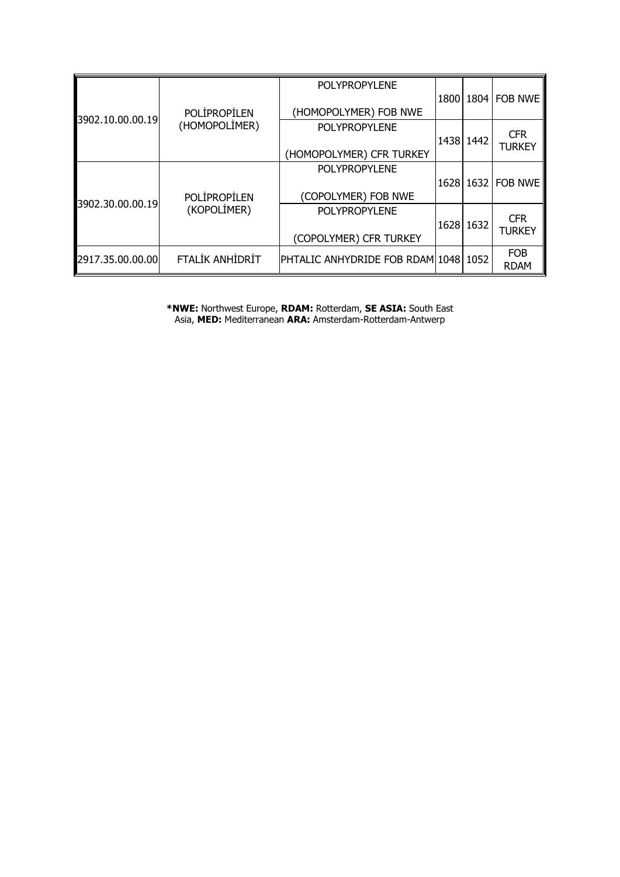| | | | | | |
|---|---|---|---|---|---|
| 3902.10.00.00.19 | POLİPROPİLEN (HOMOPOLİMER) | POLYPROPYLENE (HOMOPOLYMER) FOB NWE | 1800 | 1804 | FOB NWE |
| | | POLYPROPYLENE (HOMOPOLYMER) CFR TURKEY | 1438 | 1442 | CFR TURKEY |
| 3902.30.00.00.19 | POLİPROPİLEN (KOPOLİMER) | POLYPROPYLENE (COPOLYMER) FOB NWE | 1628 | 1632 | FOB NWE |
| | | POLYPROPYLENE (COPOLYMER) CFR TURKEY | 1628 | 1632 | CFR TURKEY |
| 2917.35.00.00.00 | FTALİK ANHİDRİT | PHTALIC ANHYDRIDE FOB RDAM | 1048 | 1052 | FOB RDAM |

***NWE:** Northwest Europe, **RDAM:** Rotterdam, **SE ASIA:** South East Asia, **MED:** Mediterranean **ARA:** Amsterdam-Rotterdam-Antwerp